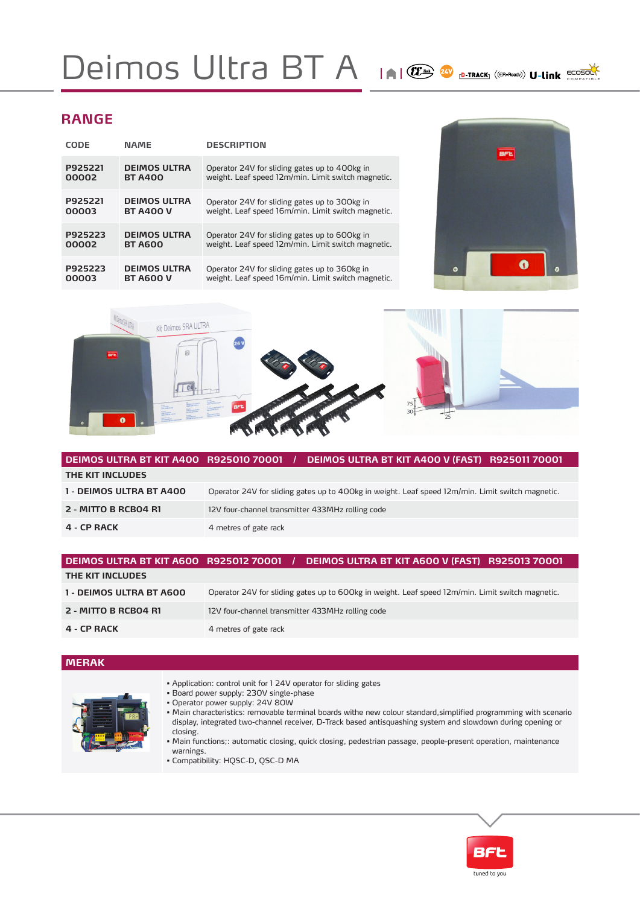# Deimos Ultra BT A

## RANGE

| CODE | NAME | DESCRIPTION |
|---|---|---|
| P925221 00002 | DEIMOS ULTRA BT A400 | Operator 24V for sliding gates up to 400kg in weight. Leaf speed 12m/min. Limit switch magnetic. |
| P925221 00003 | DEIMOS ULTRA BT A400 V | Operator 24V for sliding gates up to 300kg in weight. Leaf speed 16m/min. Limit switch magnetic. |
| P925223 00002 | DEIMOS ULTRA BT A600 | Operator 24V for sliding gates up to 600kg in weight. Leaf speed 12m/min. Limit switch magnetic. |
| P925223 00003 | DEIMOS ULTRA BT A600 V | Operator 24V for sliding gates up to 360kg in weight. Leaf speed 16m/min. Limit switch magnetic. |

## DEIMOS ULTRA BT KIT A400 R925010 70001 / DEIMOS ULTRA BT KIT A400 V (FAST) R925011 70001

| THE KIT INCLUDES | |
|---|---|
| 1 - DEIMOS ULTRA BT A400 | Operator 24V for sliding gates up to 400kg in weight. Leaf speed 12m/min. Limit switch magnetic. |
| 2 - MITTO B RCB04 R1 | 12V four-channel transmitter 433MHz rolling code |
| 4 - CP RACK | 4 metres of gate rack |

## DEIMOS ULTRA BT KIT A600 R925012 70001 / DEIMOS ULTRA BT KIT A600 V (FAST) R925013 70001

| THE KIT INCLUDES | |
|---|---|
| 1 - DEIMOS ULTRA BT A600 | Operator 24V for sliding gates up to 600kg in weight. Leaf speed 12m/min. Limit switch magnetic. |
| 2 - MITTO B RCB04 R1 | 12V four-channel transmitter 433MHz rolling code |
| 4 - CP RACK | 4 metres of gate rack |

## MERAK

- Application: control unit for 1 24V operator for sliding gates
- Board power supply: 230V single-phase
- Operator power supply: 24V 80W
- Main characteristics: removable terminal boards withe new colour standard,simplified programming with scenario display, integrated two-channel receiver, D-Track based antisquashing system and slowdown during opening or closing.
- Main functions;: automatic closing, quick closing, pedestrian passage, people-present operation, maintenance warnings.
- Compatibility: HQSC-D, QSC-D MA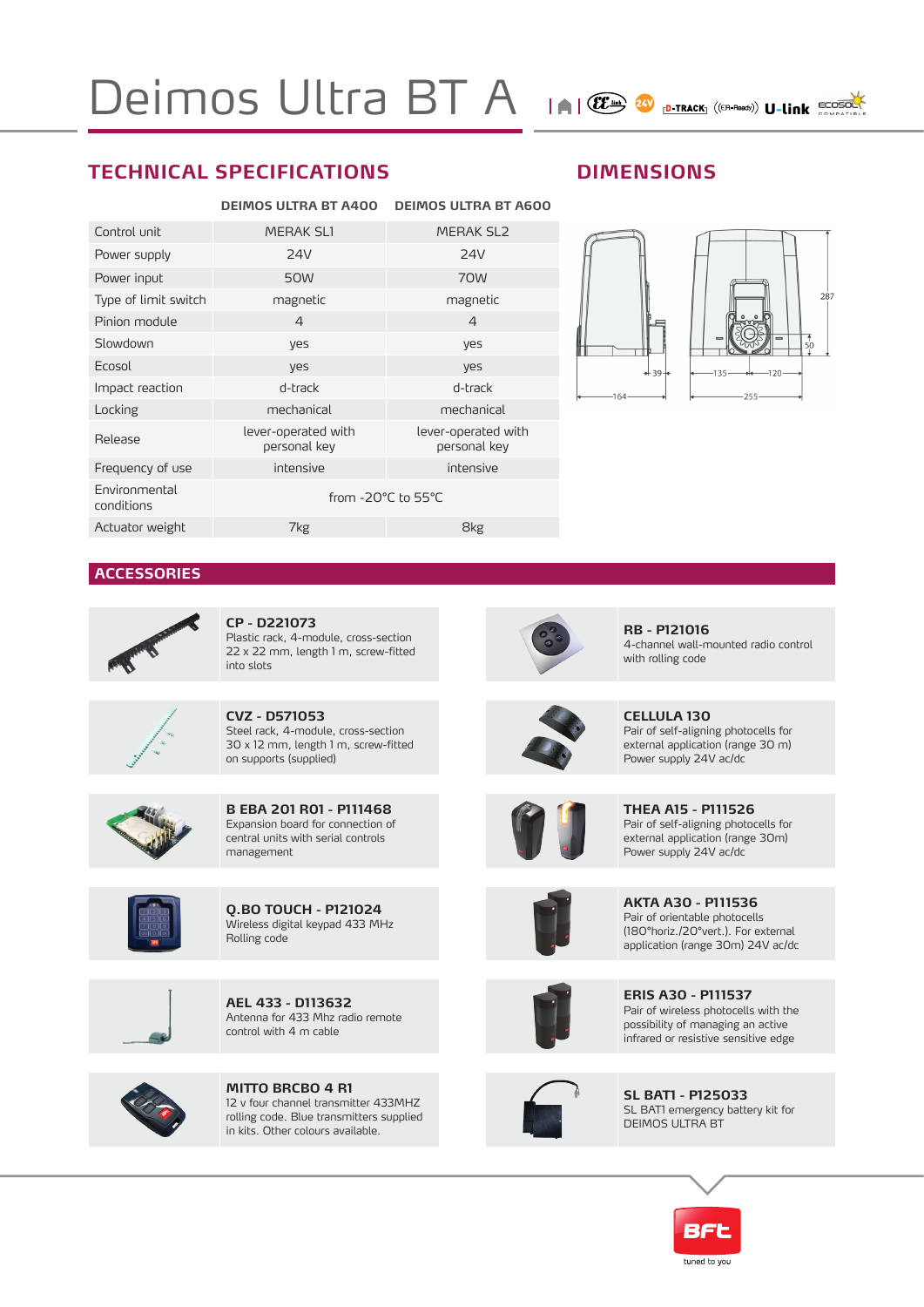# Deimos Ultra BT A

## TECHNICAL SPECIFICATIONS

| | DEIMOS ULTRA BT A400 | DEIMOS ULTRA BT A600 |
|---|---|---|
| Control unit | MERAK SL1 | MERAK SL2 |
| Power supply | 24V | 24V |
| Power input | 50W | 70W |
| Type of limit switch | magnetic | magnetic |
| Pinion module | 4 | 4 |
| Slowdown | yes | yes |
| Ecosol | yes | yes |
| Impact reaction | d-track | d-track |
| Locking | mechanical | mechanical |
| Release | lever-operated with personal key | lever-operated with personal key |
| Frequency of use | intensive | intensive |
| Environmental conditions | from -20°C to 55°C | |
| Actuator weight | 7kg | 8kg |

## DIMENSIONS

287
50
39
164
135
120
255

## ACCESSORIES

**CP - D221073**
Plastic rack, 4-module, cross-section 22 x 22 mm, length 1 m, screw-fitted into slots

**CVZ - D571053**
Steel rack, 4-module, cross-section 30 x 12 mm, length 1 m, screw-fitted on supports (supplied)

**B EBA 201 R01 - P111468**
Expansion board for connection of central units with serial controls management

**Q.BO TOUCH - P121024**
Wireless digital keypad 433 MHz
Rolling code

**AEL 433 - D113632**
Antenna for 433 Mhz radio remote control with 4 m cable

**MITTO BRCBO 4 R1**
12 v four channel transmitter 433MHZ rolling code. Blue transmitters supplied in kits. Other colours available.

**RB - P121016**
4-channel wall-mounted radio control with rolling code

**CELLULA 130**
Pair of self-aligning photocells for external application (range 30 m)
Power supply 24V ac/dc

**THEA A15 - P111526**
Pair of self-aligning photocells for external application (range 30m)
Power supply 24V ac/dc

**AKTA A30 - P111536**
Pair of orientable photocells (180°horiz./20°vert.). For external application (range 30m) 24V ac/dc

**ERIS A30 - P111537**
Pair of wireless photocells with the possibility of managing an active infrared or resistive sensitive edge

**SL BAT1 - P125033**
SL BAT1 emergency battery kit for DEIMOS ULTRA BT

BFT tuned to you